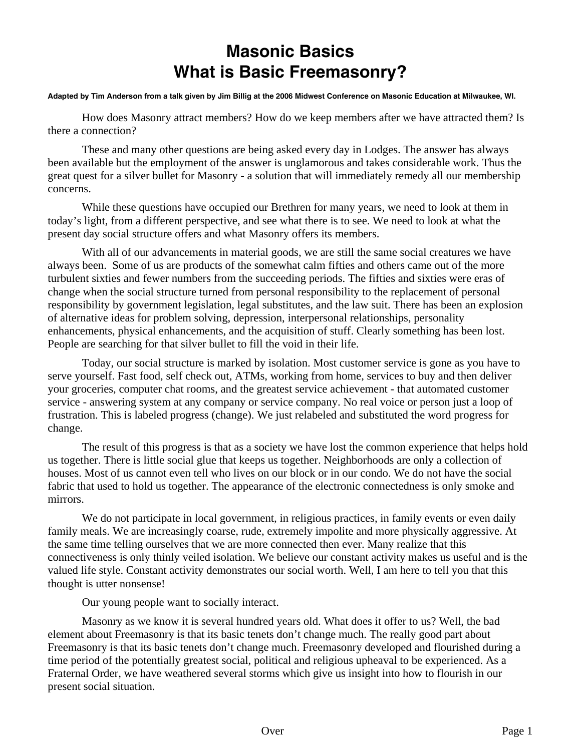# Masonic Basics
# What is Basic Freemasonry?

**Adapted by Tim Anderson from a talk given by Jim Billig at the 2006 Midwest Conference on Masonic Education at Milwaukee, WI.**

How does Masonry attract members? How do we keep members after we have attracted them? Is there a connection?

These and many other questions are being asked every day in Lodges. The answer has always been available but the employment of the answer is unglamorous and takes considerable work. Thus the great quest for a silver bullet for Masonry - a solution that will immediately remedy all our membership concerns.

While these questions have occupied our Brethren for many years, we need to look at them in today's light, from a different perspective, and see what there is to see. We need to look at what the present day social structure offers and what Masonry offers its members.

With all of our advancements in material goods, we are still the same social creatures we have always been. Some of us are products of the somewhat calm fifties and others came out of the more turbulent sixties and fewer numbers from the succeeding periods. The fifties and sixties were eras of change when the social structure turned from personal responsibility to the replacement of personal responsibility by government legislation, legal substitutes, and the law suit. There has been an explosion of alternative ideas for problem solving, depression, interpersonal relationships, personality enhancements, physical enhancements, and the acquisition of stuff. Clearly something has been lost. People are searching for that silver bullet to fill the void in their life.

Today, our social structure is marked by isolation. Most customer service is gone as you have to serve yourself. Fast food, self check out, ATMs, working from home, services to buy and then deliver your groceries, computer chat rooms, and the greatest service achievement - that automated customer service - answering system at any company or service company. No real voice or person just a loop of frustration. This is labeled progress (change). We just relabeled and substituted the word progress for change.

The result of this progress is that as a society we have lost the common experience that helps hold us together. There is little social glue that keeps us together. Neighborhoods are only a collection of houses. Most of us cannot even tell who lives on our block or in our condo. We do not have the social fabric that used to hold us together. The appearance of the electronic connectedness is only smoke and mirrors.

We do not participate in local government, in religious practices, in family events or even daily family meals. We are increasingly coarse, rude, extremely impolite and more physically aggressive. At the same time telling ourselves that we are more connected then ever. Many realize that this connectiveness is only thinly veiled isolation. We believe our constant activity makes us useful and is the valued life style. Constant activity demonstrates our social worth. Well, I am here to tell you that this thought is utter nonsense!

Our young people want to socially interact.

Masonry as we know it is several hundred years old. What does it offer to us? Well, the bad element about Freemasonry is that its basic tenets don't change much. The really good part about Freemasonry is that its basic tenets don't change much. Freemasonry developed and flourished during a time period of the potentially greatest social, political and religious upheaval to be experienced. As a Fraternal Order, we have weathered several storms which give us insight into how to flourish in our present social situation.

Over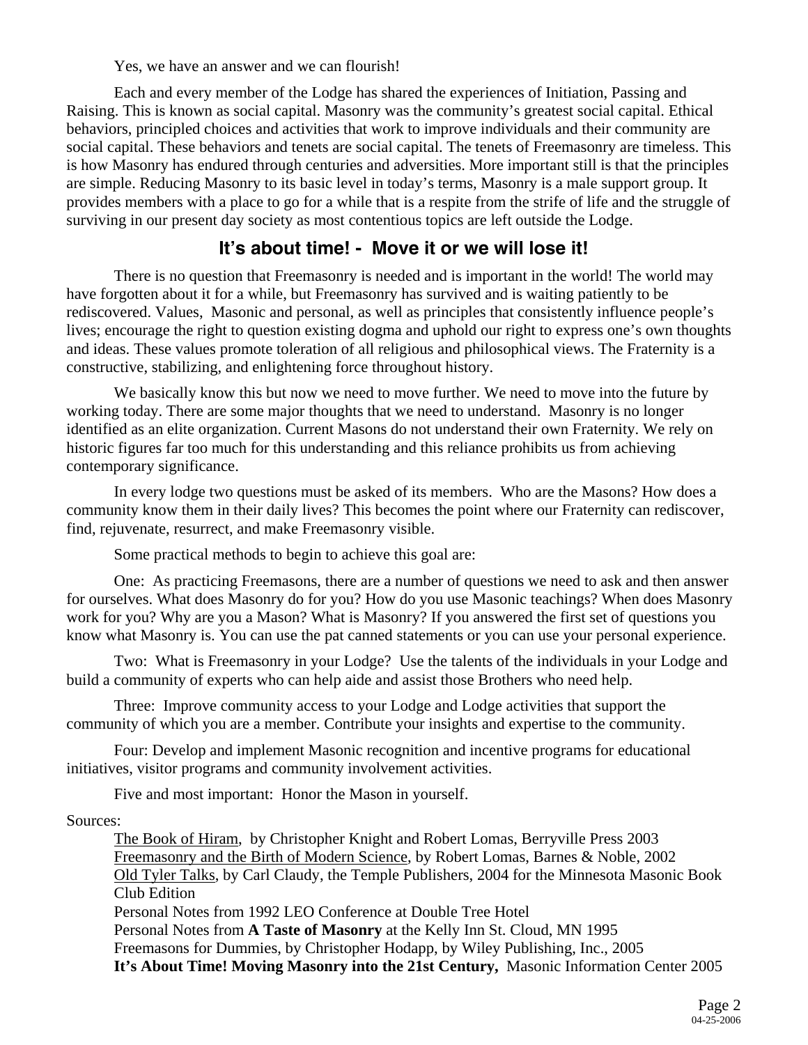Yes, we have an answer and we can flourish!

Each and every member of the Lodge has shared the experiences of Initiation, Passing and Raising. This is known as social capital. Masonry was the community's greatest social capital. Ethical behaviors, principled choices and activities that work to improve individuals and their community are social capital. These behaviors and tenets are social capital. The tenets of Freemasonry are timeless. This is how Masonry has endured through centuries and adversities. More important still is that the principles are simple. Reducing Masonry to its basic level in today's terms, Masonry is a male support group. It provides members with a place to go for a while that is a respite from the strife of life and the struggle of surviving in our present day society as most contentious topics are left outside the Lodge.

## It's about time! - Move it or we will lose it!

There is no question that Freemasonry is needed and is important in the world! The world may have forgotten about it for a while, but Freemasonry has survived and is waiting patiently to be rediscovered. Values, Masonic and personal, as well as principles that consistently influence people's lives; encourage the right to question existing dogma and uphold our right to express one's own thoughts and ideas. These values promote toleration of all religious and philosophical views. The Fraternity is a constructive, stabilizing, and enlightening force throughout history.

We basically know this but now we need to move further. We need to move into the future by working today. There are some major thoughts that we need to understand. Masonry is no longer identified as an elite organization. Current Masons do not understand their own Fraternity. We rely on historic figures far too much for this understanding and this reliance prohibits us from achieving contemporary significance.

In every lodge two questions must be asked of its members. Who are the Masons? How does a community know them in their daily lives? This becomes the point where our Fraternity can rediscover, find, rejuvenate, resurrect, and make Freemasonry visible.

Some practical methods to begin to achieve this goal are:

One: As practicing Freemasons, there are a number of questions we need to ask and then answer for ourselves. What does Masonry do for you? How do you use Masonic teachings? When does Masonry work for you? Why are you a Mason? What is Masonry? If you answered the first set of questions you know what Masonry is. You can use the pat canned statements or you can use your personal experience.

Two: What is Freemasonry in your Lodge? Use the talents of the individuals in your Lodge and build a community of experts who can help aide and assist those Brothers who need help.

Three: Improve community access to your Lodge and Lodge activities that support the community of which you are a member. Contribute your insights and expertise to the community.

Four: Develop and implement Masonic recognition and incentive programs for educational initiatives, visitor programs and community involvement activities.

Five and most important: Honor the Mason in yourself.

Sources:

- The Book of Hiram, by Christopher Knight and Robert Lomas, Berryville Press 2003
- Freemasonry and the Birth of Modern Science, by Robert Lomas, Barnes & Noble, 2002
- Old Tyler Talks, by Carl Claudy, the Temple Publishers, 2004 for the Minnesota Masonic Book Club Edition
- Personal Notes from 1992 LEO Conference at Double Tree Hotel
- Personal Notes from **A Taste of Masonry** at the Kelly Inn St. Cloud, MN 1995
- Freemasons for Dummies, by Christopher Hodapp, by Wiley Publishing, Inc., 2005
- **It's About Time! Moving Masonry into the 21st Century,** Masonic Information Center 2005